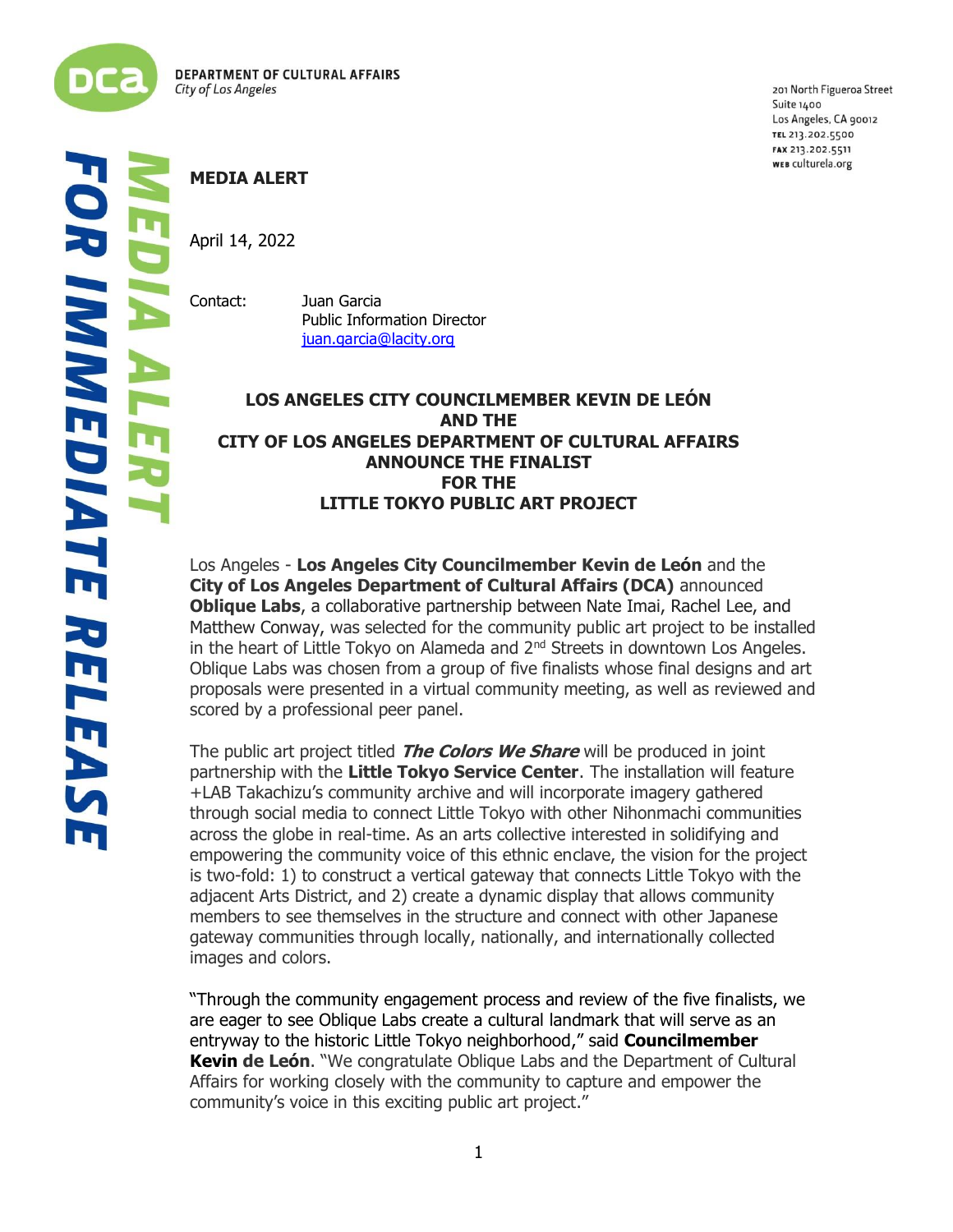DEPARTMENT OF CULTURAL AFFAIRS
*City of Los Angeles*

201 North Figueroa Street
Suite 1400
Los Angeles, CA 90012
TEL 213.202.5500
FAX 213.202.5511
WEB culturela.org

**MEDIA ALERT**

**FOR IMMEDIATE RELEASE**

**MEDIA ALERT**

April 14, 2022

Contact: Juan Garcia
Public Information Director
juan.garcia@lacity.org

**LOS ANGELES CITY COUNCILMEMBER KEVIN DE LEÓN
AND THE
CITY OF LOS ANGELES DEPARTMENT OF CULTURAL AFFAIRS
ANNOUNCE THE FINALIST
FOR THE
LITTLE TOKYO PUBLIC ART PROJECT**

Los Angeles - **Los Angeles City Councilmember Kevin de León** and the **City of Los Angeles Department of Cultural Affairs (DCA)** announced **Oblique Labs**, a collaborative partnership between Nate Imai, Rachel Lee, and Matthew Conway, was selected for the community public art project to be installed in the heart of Little Tokyo on Alameda and 2nd Streets in downtown Los Angeles. Oblique Labs was chosen from a group of five finalists whose final designs and art proposals were presented in a virtual community meeting, as well as reviewed and scored by a professional peer panel.

The public art project titled ***The Colors We Share*** will be produced in joint partnership with the **Little Tokyo Service Center**. The installation will feature +LAB Takachizu's community archive and will incorporate imagery gathered through social media to connect Little Tokyo with other Nihonmachi communities across the globe in real-time. As an arts collective interested in solidifying and empowering the community voice of this ethnic enclave, the vision for the project is two-fold: 1) to construct a vertical gateway that connects Little Tokyo with the adjacent Arts District, and 2) create a dynamic display that allows community members to see themselves in the structure and connect with other Japanese gateway communities through locally, nationally, and internationally collected images and colors.

"Through the community engagement process and review of the five finalists, we are eager to see Oblique Labs create a cultural landmark that will serve as an entryway to the historic Little Tokyo neighborhood," said **Councilmember Kevin de León**. "We congratulate Oblique Labs and the Department of Cultural Affairs for working closely with the community to capture and empower the community's voice in this exciting public art project."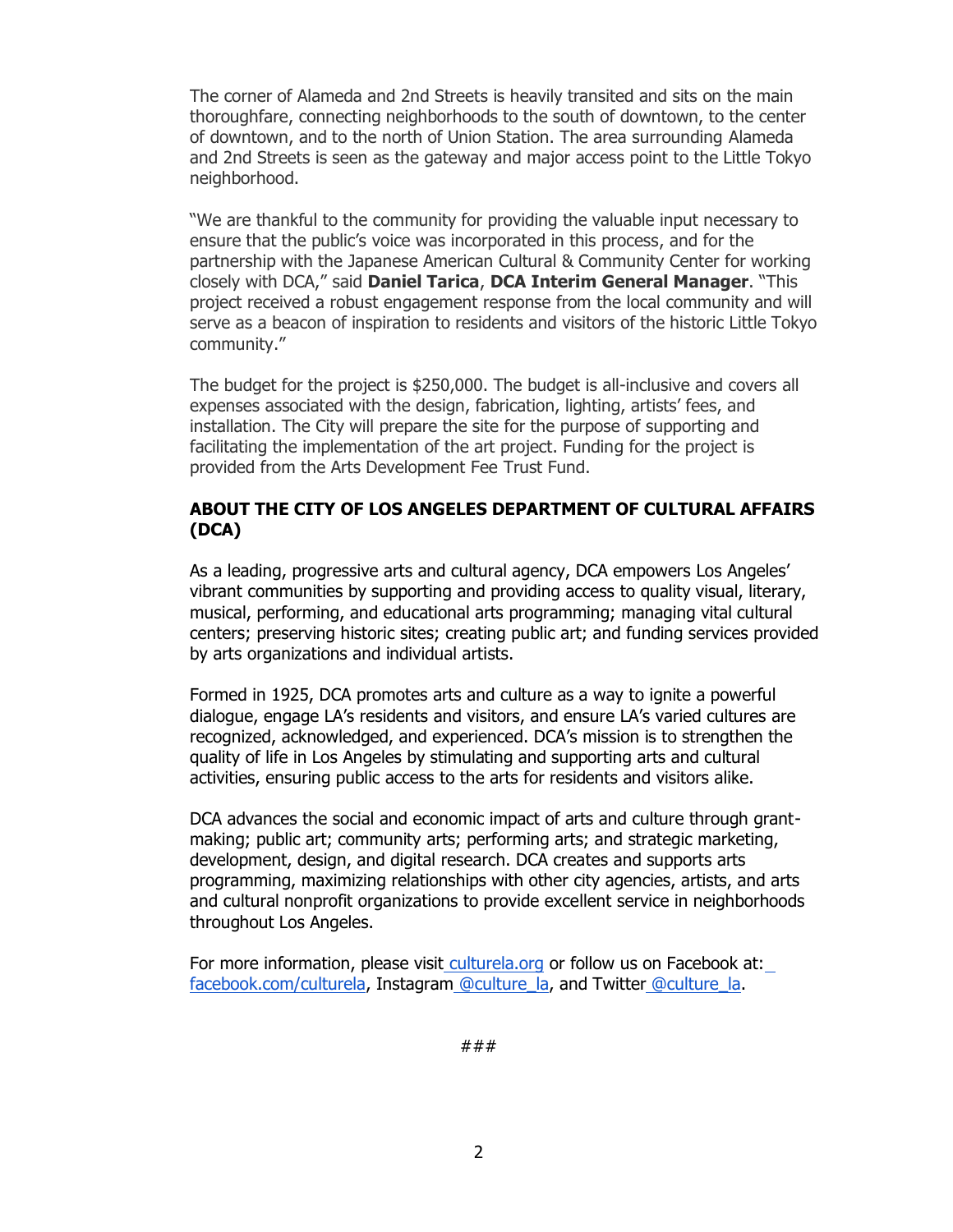The corner of Alameda and 2nd Streets is heavily transited and sits on the main thoroughfare, connecting neighborhoods to the south of downtown, to the center of downtown, and to the north of Union Station. The area surrounding Alameda and 2nd Streets is seen as the gateway and major access point to the Little Tokyo neighborhood.

"We are thankful to the community for providing the valuable input necessary to ensure that the public's voice was incorporated in this process, and for the partnership with the Japanese American Cultural & Community Center for working closely with DCA," said **Daniel Tarica**, **DCA Interim General Manager**. "This project received a robust engagement response from the local community and will serve as a beacon of inspiration to residents and visitors of the historic Little Tokyo community."

The budget for the project is $250,000. The budget is all-inclusive and covers all expenses associated with the design, fabrication, lighting, artists' fees, and installation. The City will prepare the site for the purpose of supporting and facilitating the implementation of the art project. Funding for the project is provided from the Arts Development Fee Trust Fund.

**ABOUT THE CITY OF LOS ANGELES DEPARTMENT OF CULTURAL AFFAIRS (DCA)**

As a leading, progressive arts and cultural agency, DCA empowers Los Angeles' vibrant communities by supporting and providing access to quality visual, literary, musical, performing, and educational arts programming; managing vital cultural centers; preserving historic sites; creating public art; and funding services provided by arts organizations and individual artists.

Formed in 1925, DCA promotes arts and culture as a way to ignite a powerful dialogue, engage LA's residents and visitors, and ensure LA's varied cultures are recognized, acknowledged, and experienced. DCA's mission is to strengthen the quality of life in Los Angeles by stimulating and supporting arts and cultural activities, ensuring public access to the arts for residents and visitors alike.

DCA advances the social and economic impact of arts and culture through grant-making; public art; community arts; performing arts; and strategic marketing, development, design, and digital research. DCA creates and supports arts programming, maximizing relationships with other city agencies, artists, and arts and cultural nonprofit organizations to provide excellent service in neighborhoods throughout Los Angeles.

For more information, please visit culturela.org or follow us on Facebook at: facebook.com/culturela, Instagram @culture_la, and Twitter @culture_la.

###